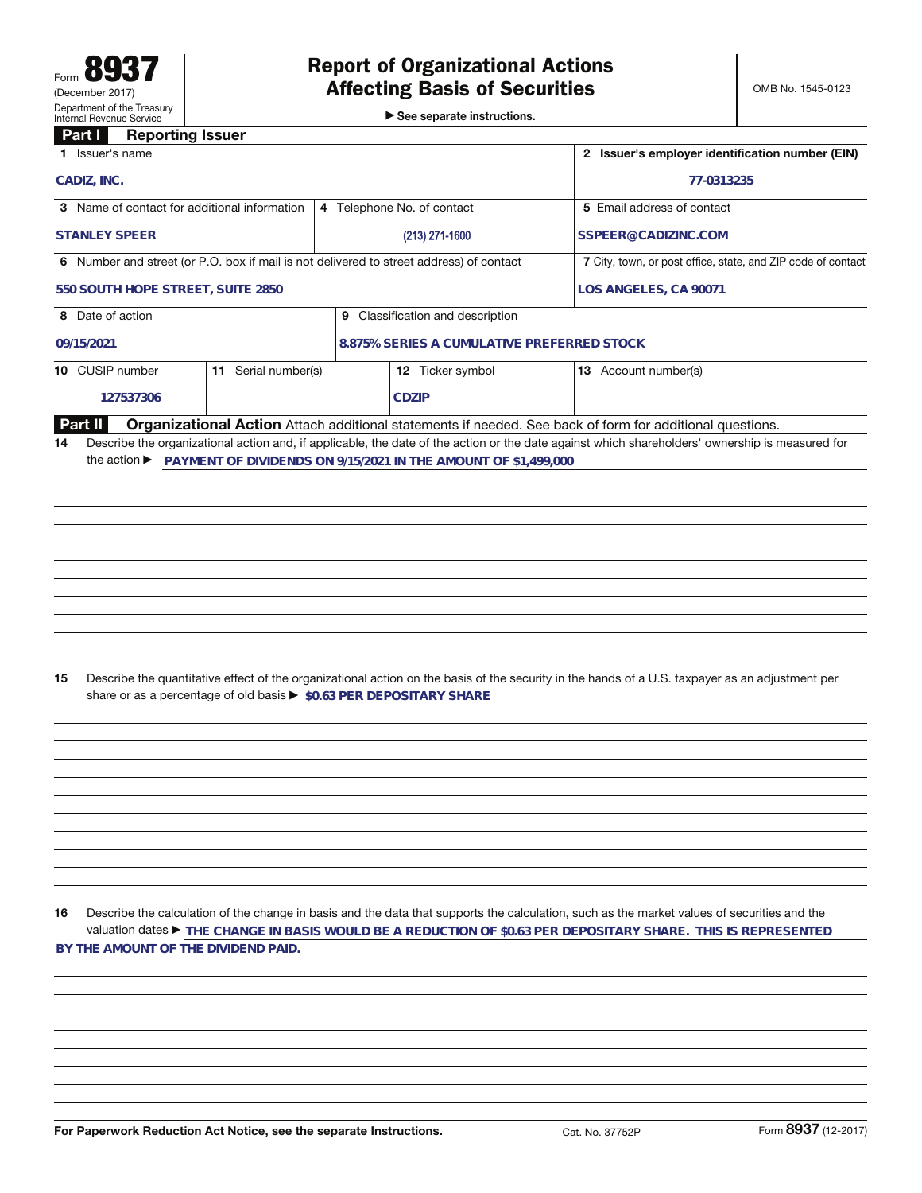# Form 8937

(December 2017)

Department of the Treasury
Internal Revenue Service

## Report of Organizational Actions Affecting Basis of Securities

▶ See separate instructions.

OMB No. 1545-0123

## Part I Reporting Issuer

| 1 Issuer's name | | | 2 Issuer's employer identification number (EIN) |
|---|---|---|---|
| CADIZ, INC. | | | 77-0313235 |
| 3 Name of contact for additional information | 4 Telephone No. of contact | | 5 Email address of contact |
| STANLEY SPEER | (213) 271-1600 | | SSPEER@CADIZINC.COM |
| 6 Number and street (or P.O. box if mail is not delivered to street address) of contact | | | 7 City, town, or post office, state, and ZIP code of contact |
| 550 SOUTH HOPE STREET, SUITE 2850 | | | LOS ANGELES, CA 90071 |
| 8 Date of action | 9 Classification and description | | |
| 09/15/2021 | 8.875% SERIES A CUMULATIVE PREFERRED STOCK | | |
| 10 CUSIP number | 11 Serial number(s) | 12 Ticker symbol | 13 Account number(s) |
| 127537306 | | CDZIP | |

## Part II Organizational Action

Attach additional statements if needed. See back of form for additional questions.

**14** Describe the organizational action and, if applicable, the date of the action or the date against which shareholders' ownership is measured for the action ▶ PAYMENT OF DIVIDENDS ON 9/15/2021 IN THE AMOUNT OF $1,499,000

**15** Describe the quantitative effect of the organizational action on the basis of the security in the hands of a U.S. taxpayer as an adjustment per share or as a percentage of old basis ▶ $0.63 PER DEPOSITARY SHARE

**16** Describe the calculation of the change in basis and the data that supports the calculation, such as the market values of securities and the valuation dates ▶ THE CHANGE IN BASIS WOULD BE A REDUCTION OF $0.63 PER DEPOSITARY SHARE. THIS IS REPRESENTED BY THE AMOUNT OF THE DIVIDEND PAID.

For Paperwork Reduction Act Notice, see the separate Instructions. Cat. No. 37752P Form **8937** (12-2017)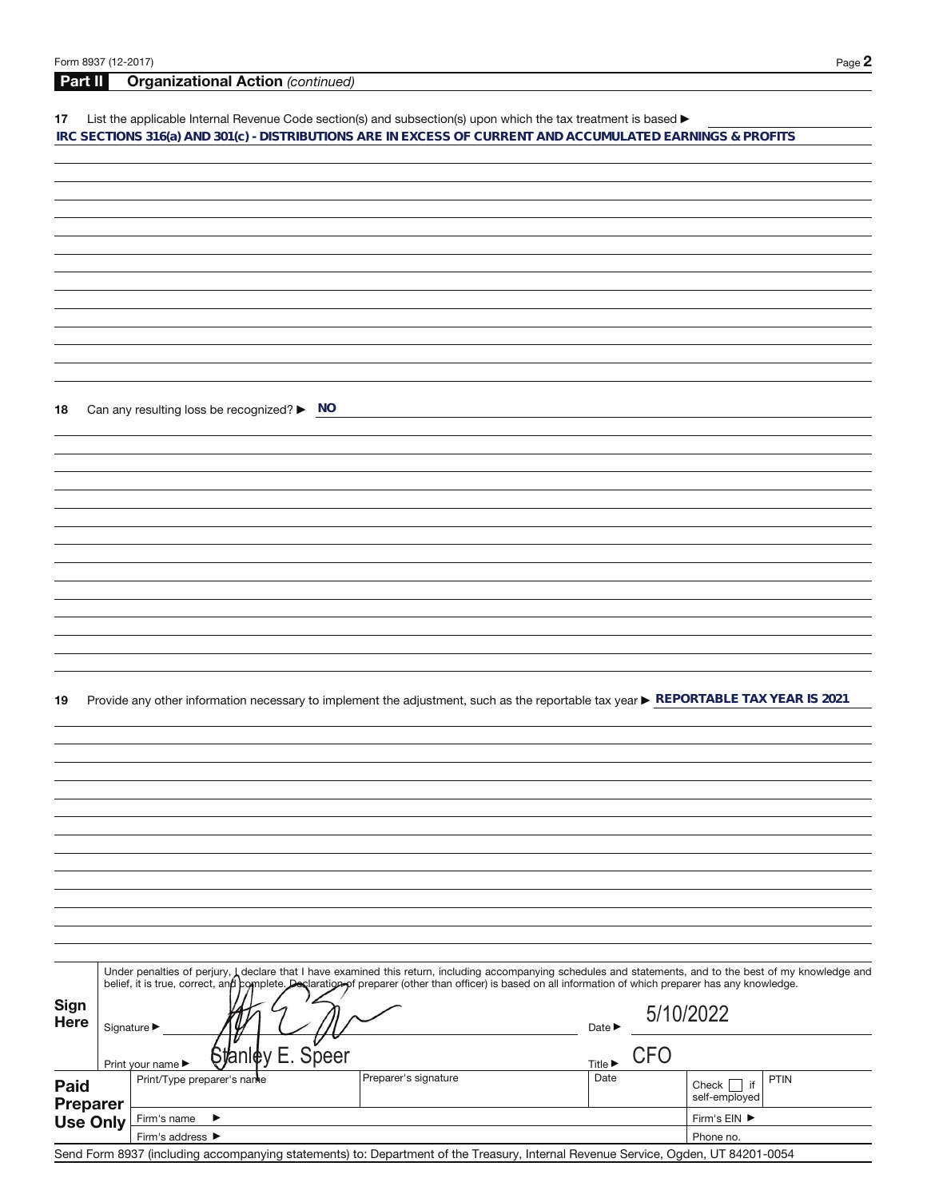Form 8937 (12-2017)

## Part II **Organizational Action** *(continued)*

**17** List the applicable Internal Revenue Code section(s) and subsection(s) upon which the tax treatment is based ▶

**IRC SECTIONS 316(a) AND 301(c) - DISTRIBUTIONS ARE IN EXCESS OF CURRENT AND ACCUMULATED EARNINGS & PROFITS**

**18** Can any resulting loss be recognized? ▶ **NO**

**19** Provide any other information necessary to implement the adjustment, such as the reportable tax year ▶ **REPORTABLE TAX YEAR IS 2021**

| | | | | | |
|---|---|---|---|---|---|
| **Sign Here** | Under penalties of perjury, I declare that I have examined this return, including accompanying schedules and statements, and to the best of my knowledge and belief, it is true, correct, and complete. Declaration of preparer (other than officer) is based on all information of which preparer has any knowledge. | | | | |
| | Signature ▶ | | Date ▶ 5/10/2022 | | |
| | Print your name ▶ Stanley E. Speer | | Title ▶ CFO | | |
| **Paid Preparer Use Only** | Print/Type preparer's name | Preparer's signature | Date | Check ☐ if self-employed | PTIN |
| | Firm's name ▶ | | | Firm's EIN ▶ | |
| | Firm's address ▶ | | | Phone no. | |

Send Form 8937 (including accompanying statements) to: Department of the Treasury, Internal Revenue Service, Ogden, UT 84201-0054